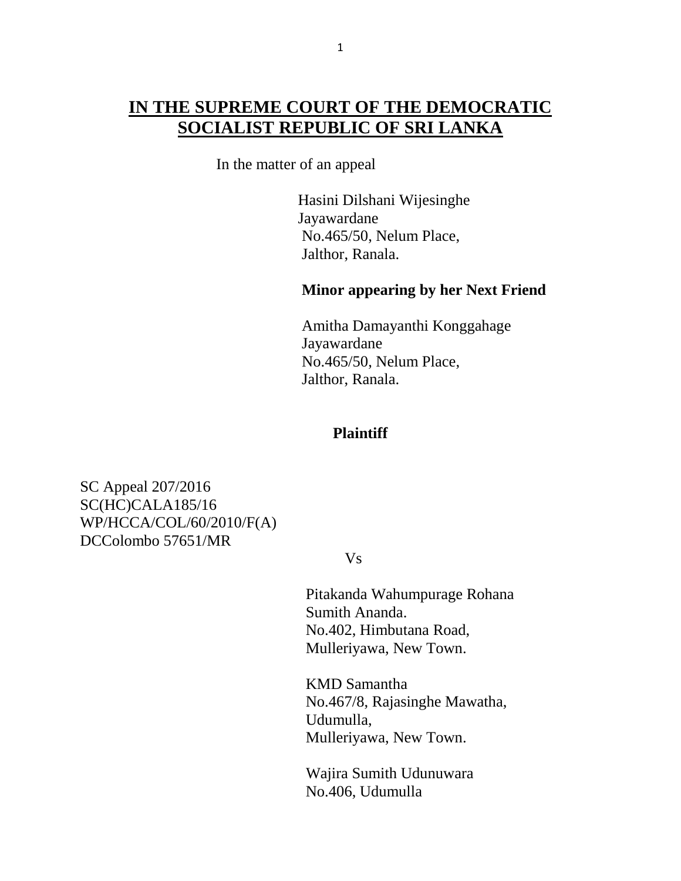# IN THE SUPREME COURT OF THE DEMOCRATIC SOCIALIST REPUBLIC OF SRI LANKA

In the matter of an appeal

Hasini Dilshani Wijesinghe
Jayawardane
No.465/50, Nelum Place,
Jalthor, Ranala.

**Minor appearing by her Next Friend**

Amitha Damayanthi Konggahage
Jayawardane
No.465/50, Nelum Place,
Jalthor, Ranala.

**Plaintiff**

SC Appeal 207/2016
SC(HC)CALA185/16
WP/HCCA/COL/60/2010/F(A)
DCColombo 57651/MR

Vs

Pitakanda Wahumpurage Rohana
Sumith Ananda.
No.402, Himbutana Road,
Mulleriyawa, New Town.

KMD Samantha
No.467/8, Rajasinghe Mawatha,
Udumulla,
Mulleriyawa, New Town.

Wajira Sumith Udunuwara
No.406, Udumulla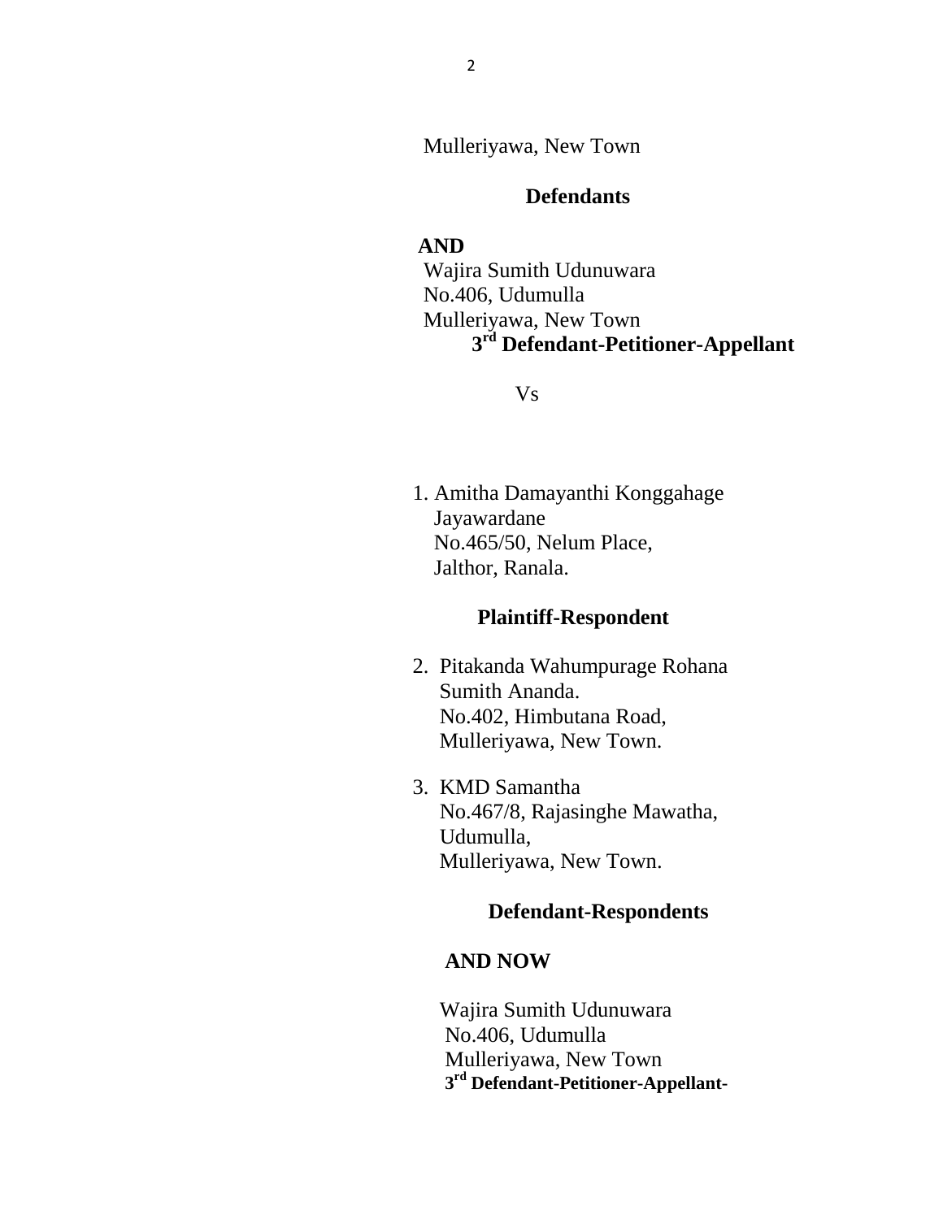Mulleriyawa, New Town

**Defendants**

**AND**

Wajira Sumith Udunuwara
No.406, Udumulla
Mulleriyawa, New Town

**3rd Defendant-Petitioner-Appellant**

Vs

1. Amitha Damayanthi Konggahage Jayawardane
   No.465/50, Nelum Place,
   Jalthor, Ranala.

**Plaintiff-Respondent**

2. Pitakanda Wahumpurage Rohana Sumith Ananda.
   No.402, Himbutana Road,
   Mulleriyawa, New Town.

3. KMD Samantha
   No.467/8, Rajasinghe Mawatha,
   Udumulla,
   Mulleriyawa, New Town.

**Defendant-Respondents**

**AND NOW**

Wajira Sumith Udunuwara
No.406, Udumulla
Mulleriyawa, New Town

**3rd Defendant-Petitioner-Appellant-**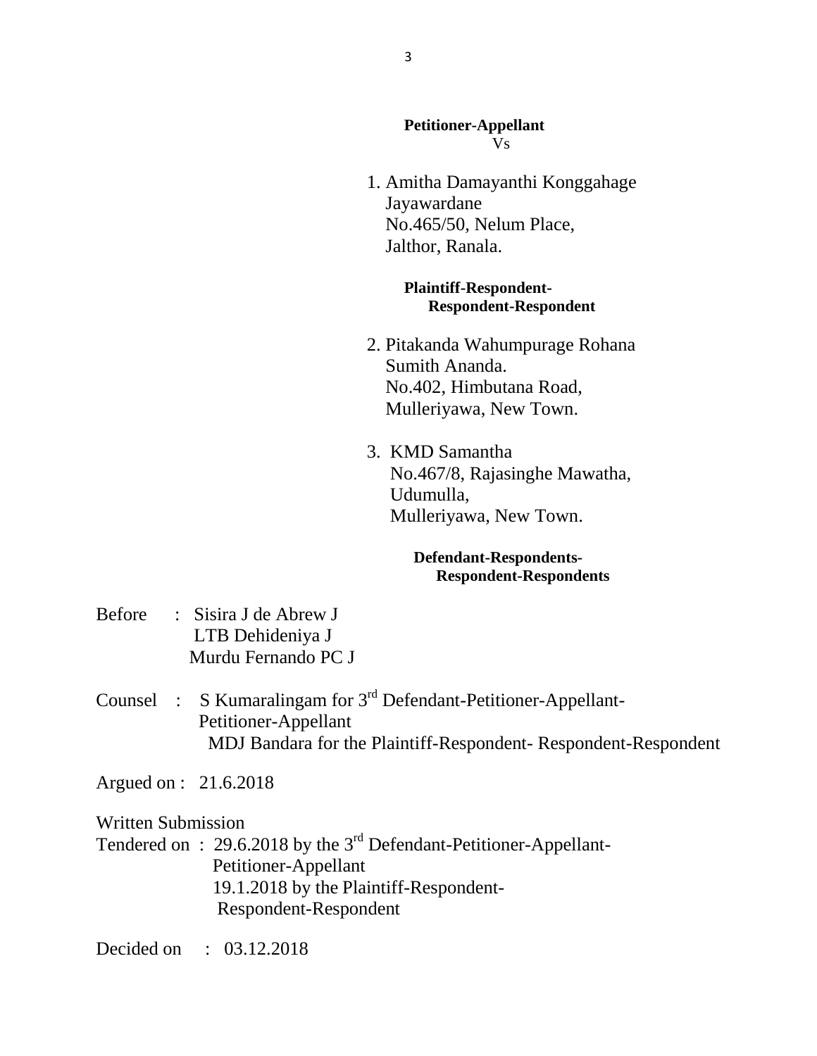**Petitioner-Appellant**

Vs

1. Amitha Damayanthi Konggahage Jayawardane
   No.465/50, Nelum Place,
   Jalthor, Ranala.

**Plaintiff-Respondent-Respondent-Respondent**

2. Pitakanda Wahumpurage Rohana Sumith Ananda.
   No.402, Himbutana Road,
   Mulleriyawa, New Town.

3. KMD Samantha
   No.467/8, Rajasinghe Mawatha,
   Udumulla,
   Mulleriyawa, New Town.

**Defendant-Respondents-Respondent-Respondents**

Before : Sisira J de Abrew J
LTB Dehideniya J
Murdu Fernando PC J

Counsel : S Kumaralingam for 3rd Defendant-Petitioner-Appellant-Petitioner-Appellant
MDJ Bandara for the Plaintiff-Respondent- Respondent-Respondent

Argued on : 21.6.2018

Written Submission
Tendered on : 29.6.2018 by the 3rd Defendant-Petitioner-Appellant-Petitioner-Appellant
19.1.2018 by the Plaintiff-Respondent-Respondent-Respondent

Decided on : 03.12.2018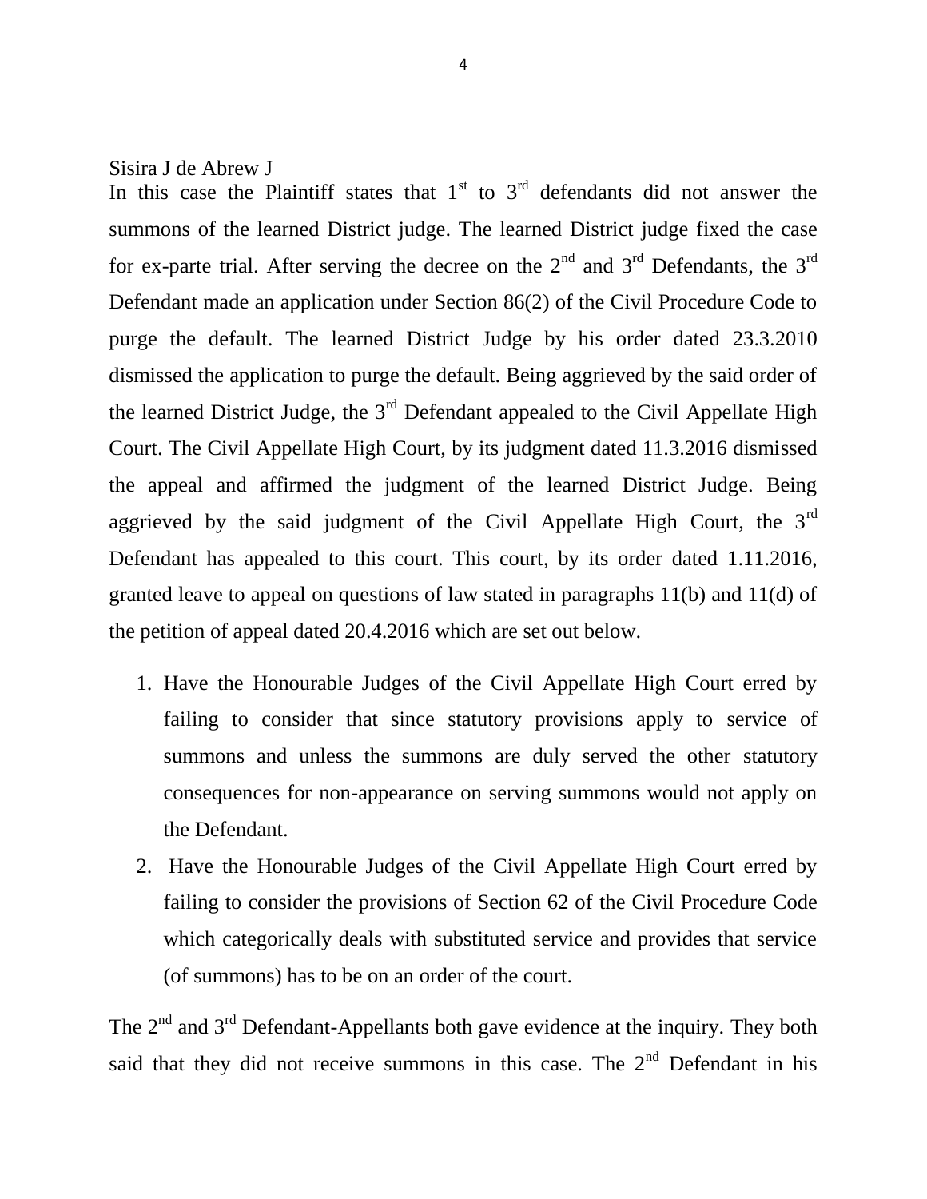Sisira J de Abrew J

In this case the Plaintiff states that 1st to 3rd defendants did not answer the summons of the learned District judge. The learned District judge fixed the case for ex-parte trial. After serving the decree on the 2nd and 3rd Defendants, the 3rd Defendant made an application under Section 86(2) of the Civil Procedure Code to purge the default. The learned District Judge by his order dated 23.3.2010 dismissed the application to purge the default. Being aggrieved by the said order of the learned District Judge, the 3rd Defendant appealed to the Civil Appellate High Court. The Civil Appellate High Court, by its judgment dated 11.3.2016 dismissed the appeal and affirmed the judgment of the learned District Judge. Being aggrieved by the said judgment of the Civil Appellate High Court, the 3rd Defendant has appealed to this court. This court, by its order dated 1.11.2016, granted leave to appeal on questions of law stated in paragraphs 11(b) and 11(d) of the petition of appeal dated 20.4.2016 which are set out below.

1. Have the Honourable Judges of the Civil Appellate High Court erred by failing to consider that since statutory provisions apply to service of summons and unless the summons are duly served the other statutory consequences for non-appearance on serving summons would not apply on the Defendant.
2. Have the Honourable Judges of the Civil Appellate High Court erred by failing to consider the provisions of Section 62 of the Civil Procedure Code which categorically deals with substituted service and provides that service (of summons) has to be on an order of the court.

The 2nd and 3rd Defendant-Appellants both gave evidence at the inquiry. They both said that they did not receive summons in this case. The 2nd Defendant in his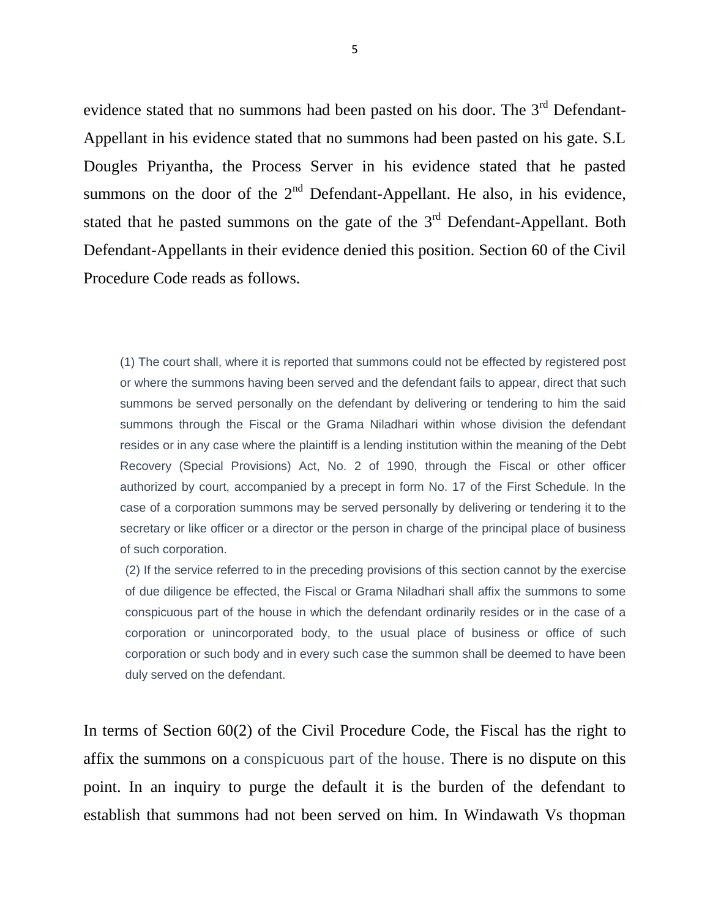evidence stated that no summons had been pasted on his door. The 3rd Defendant-Appellant in his evidence stated that no summons had been pasted on his gate. S.L Dougles Priyantha, the Process Server in his evidence stated that he pasted summons on the door of the 2nd Defendant-Appellant. He also, in his evidence, stated that he pasted summons on the gate of the 3rd Defendant-Appellant. Both Defendant-Appellants in their evidence denied this position. Section 60 of the Civil Procedure Code reads as follows.

> (1) The court shall, where it is reported that summons could not be effected by registered post or where the summons having been served and the defendant fails to appear, direct that such summons be served personally on the defendant by delivering or tendering to him the said summons through the Fiscal or the Grama Niladhari within whose division the defendant resides or in any case where the plaintiff is a lending institution within the meaning of the Debt Recovery (Special Provisions) Act, No. 2 of 1990, through the Fiscal or other officer authorized by court, accompanied by a precept in form No. 17 of the First Schedule. In the case of a corporation summons may be served personally by delivering or tendering it to the secretary or like officer or a director or the person in charge of the principal place of business of such corporation.
>
> (2) If the service referred to in the preceding provisions of this section cannot by the exercise of due diligence be effected, the Fiscal or Grama Niladhari shall affix the summons to some conspicuous part of the house in which the defendant ordinarily resides or in the case of a corporation or unincorporated body, to the usual place of business or office of such corporation or such body and in every such case the summon shall be deemed to have been duly served on the defendant.

In terms of Section 60(2) of the Civil Procedure Code, the Fiscal has the right to affix the summons on a conspicuous part of the house. There is no dispute on this point. In an inquiry to purge the default it is the burden of the defendant to establish that summons had not been served on him. In Windawath Vs thopman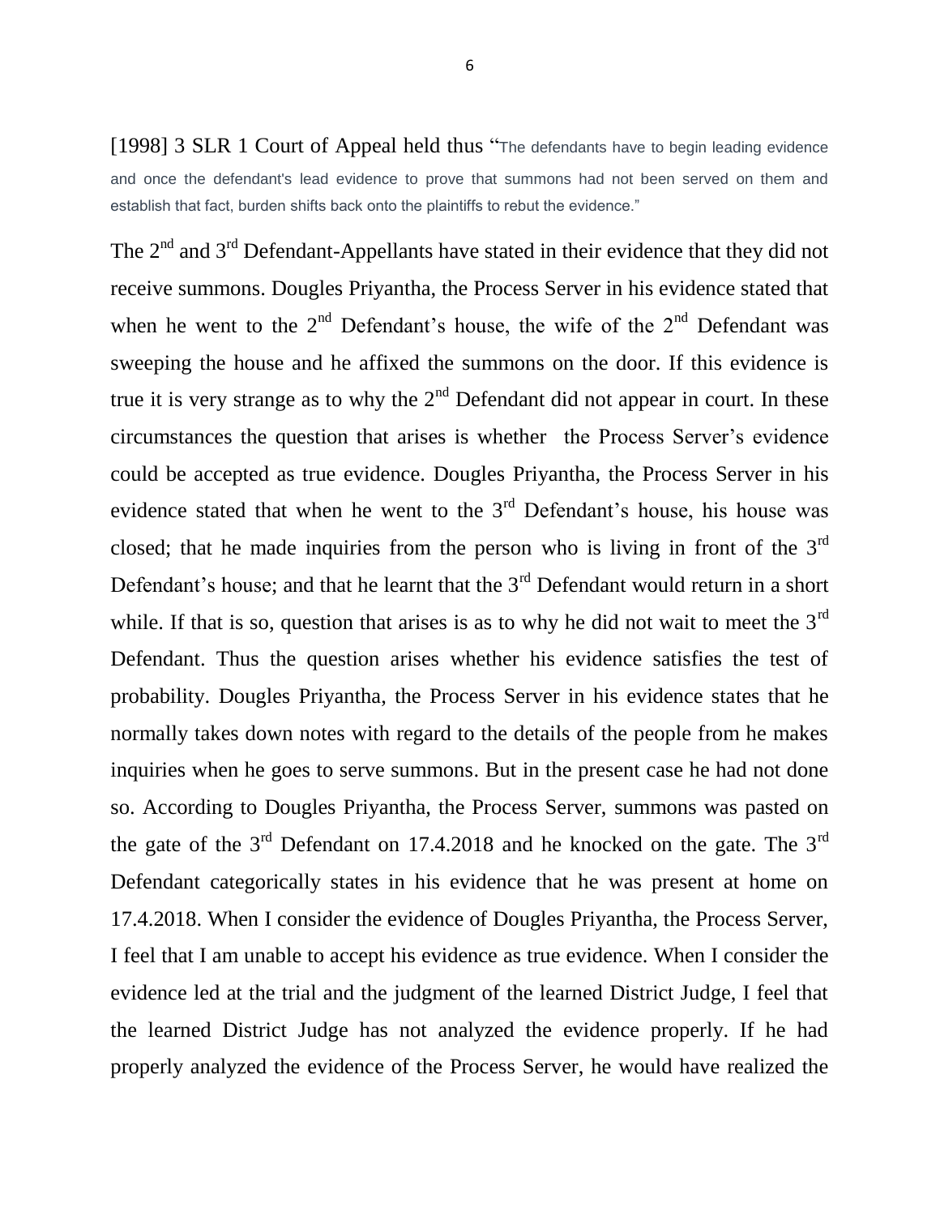[1998] 3 SLR 1 Court of Appeal held thus "The defendants have to begin leading evidence and once the defendant's lead evidence to prove that summons had not been served on them and establish that fact, burden shifts back onto the plaintiffs to rebut the evidence."

The 2nd and 3rd Defendant-Appellants have stated in their evidence that they did not receive summons. Dougles Priyantha, the Process Server in his evidence stated that when he went to the 2nd Defendant's house, the wife of the 2nd Defendant was sweeping the house and he affixed the summons on the door. If this evidence is true it is very strange as to why the 2nd Defendant did not appear in court. In these circumstances the question that arises is whether the Process Server's evidence could be accepted as true evidence. Dougles Priyantha, the Process Server in his evidence stated that when he went to the 3rd Defendant's house, his house was closed; that he made inquiries from the person who is living in front of the 3rd Defendant's house; and that he learnt that the 3rd Defendant would return in a short while. If that is so, question that arises is as to why he did not wait to meet the 3rd Defendant. Thus the question arises whether his evidence satisfies the test of probability. Dougles Priyantha, the Process Server in his evidence states that he normally takes down notes with regard to the details of the people from he makes inquiries when he goes to serve summons. But in the present case he had not done so. According to Dougles Priyantha, the Process Server, summons was pasted on the gate of the 3rd Defendant on 17.4.2018 and he knocked on the gate. The 3rd Defendant categorically states in his evidence that he was present at home on 17.4.2018. When I consider the evidence of Dougles Priyantha, the Process Server, I feel that I am unable to accept his evidence as true evidence. When I consider the evidence led at the trial and the judgment of the learned District Judge, I feel that the learned District Judge has not analyzed the evidence properly. If he had properly analyzed the evidence of the Process Server, he would have realized the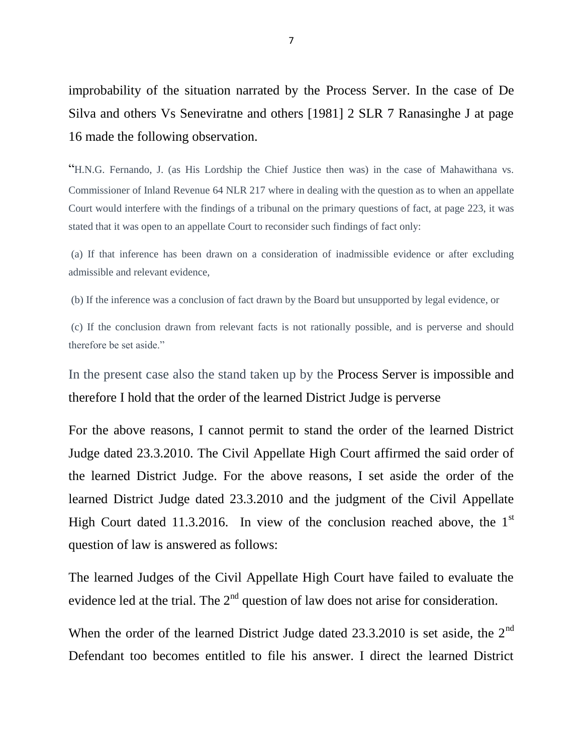improbability of the situation narrated by the Process Server. In the case of De Silva and others Vs Seneviratne and others [1981] 2 SLR 7 Ranasinghe J at page 16 made the following observation.

"H.N.G. Fernando, J. (as His Lordship the Chief Justice then was) in the case of Mahawithana vs. Commissioner of Inland Revenue 64 NLR 217 where in dealing with the question as to when an appellate Court would interfere with the findings of a tribunal on the primary questions of fact, at page 223, it was stated that it was open to an appellate Court to reconsider such findings of fact only:

(a) If that inference has been drawn on a consideration of inadmissible evidence or after excluding admissible and relevant evidence,

(b) If the inference was a conclusion of fact drawn by the Board but unsupported by legal evidence, or

(c) If the conclusion drawn from relevant facts is not rationally possible, and is perverse and should therefore be set aside."

In the present case also the stand taken up by the Process Server is impossible and therefore I hold that the order of the learned District Judge is perverse

For the above reasons, I cannot permit to stand the order of the learned District Judge dated 23.3.2010. The Civil Appellate High Court affirmed the said order of the learned District Judge. For the above reasons, I set aside the order of the learned District Judge dated 23.3.2010 and the judgment of the Civil Appellate High Court dated 11.3.2016. In view of the conclusion reached above, the 1st question of law is answered as follows:

The learned Judges of the Civil Appellate High Court have failed to evaluate the evidence led at the trial. The 2nd question of law does not arise for consideration.

When the order of the learned District Judge dated 23.3.2010 is set aside, the 2nd Defendant too becomes entitled to file his answer. I direct the learned District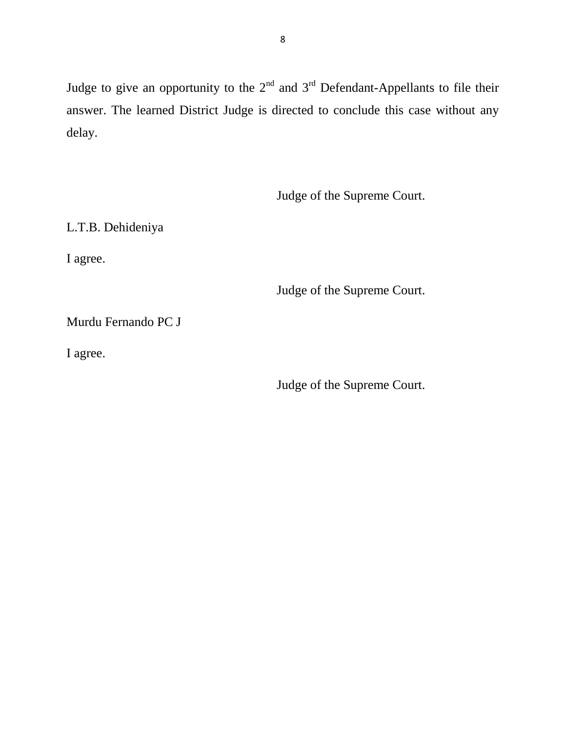Judge to give an opportunity to the 2nd and 3rd Defendant-Appellants to file their answer. The learned District Judge is directed to conclude this case without any delay.

Judge of the Supreme Court.

L.T.B. Dehideniya

I agree.

Judge of the Supreme Court.

Murdu Fernando PC J

I agree.

Judge of the Supreme Court.